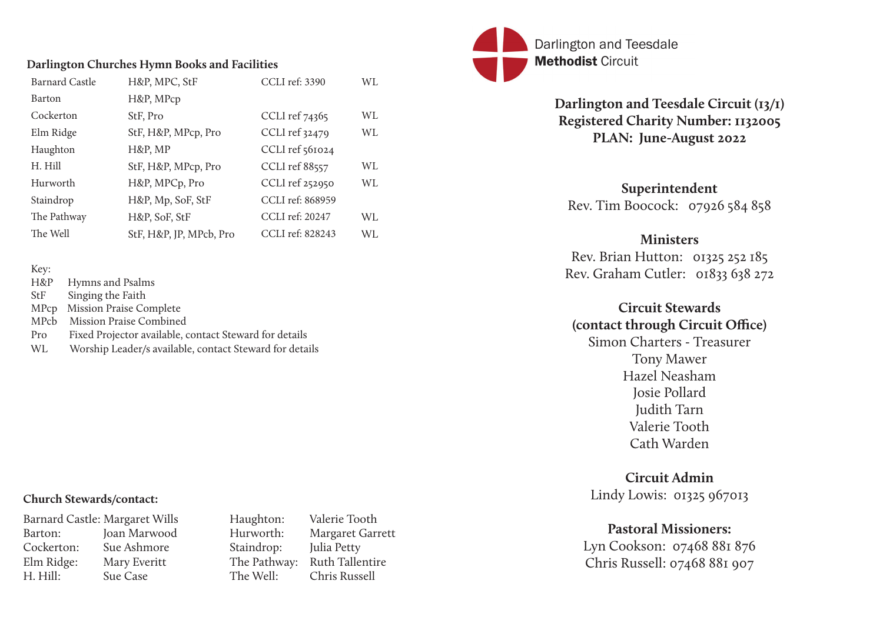## Darlington Churches Hymn Books and Facilities

| | | | |
|---|---|---|---|
| Barnard Castle | H&P, MPC, StF | CCLI ref: 3390 | WL |
| Barton | H&P, MPcp | | |
| Cockerton | StF, Pro | CCLI ref 74365 | WL |
| Elm Ridge | StF, H&P, MPcp, Pro | CCLI ref 32479 | WL |
| Haughton | H&P, MP | CCLI ref 561024 | |
| H. Hill | StF, H&P, MPcp, Pro | CCLI ref 88557 | WL |
| Hurworth | H&P, MPCp, Pro | CCLI ref 252950 | WL |
| Staindrop | H&P, Mp, SoF, StF | CCLI ref: 868959 | |
| The Pathway | H&P, SoF, StF | CCLI ref: 20247 | WL |
| The Well | StF, H&P, JP, MPcb, Pro | CCLI ref: 828243 | WL |

Key:

- H&P Hymns and Psalms
- StF Singing the Faith
- MPcp Mission Praise Complete
- MPcb Mission Praise Combined
- Pro Fixed Projector available, contact Steward for details
- WL Worship Leader/s available, contact Steward for details

**Church Stewards/contact:**

| | | | |
|---|---|---|---|
| Barnard Castle: | Margaret Wills | Haughton: | Valerie Tooth |
| Barton: | Joan Marwood | Hurworth: | Margaret Garrett |
| Cockerton: | Sue Ashmore | Staindrop: | Julia Petty |
| Elm Ridge: | Mary Everitt | The Pathway: | Ruth Tallentire |
| H. Hill: | Sue Case | The Well: | Chris Russell |

Darlington and Teesdale **Methodist** Circuit

**Darlington and Teesdale Circuit (13/1)**
**Registered Charity Number: 1132005**
**PLAN: June-August 2022**

**Superintendent**
Rev. Tim Boocock: 07926 584 858

**Ministers**
Rev. Brian Hutton: 01325 252 185
Rev. Graham Cutler: 01833 638 272

**Circuit Stewards**
**(contact through Circuit Office)**
Simon Charters - Treasurer
Tony Mawer
Hazel Neasham
Josie Pollard
Judith Tarn
Valerie Tooth
Cath Warden

**Circuit Admin**
Lindy Lowis: 01325 967013

**Pastoral Missioners:**
Lyn Cookson: 07468 881 876
Chris Russell: 07468 881 907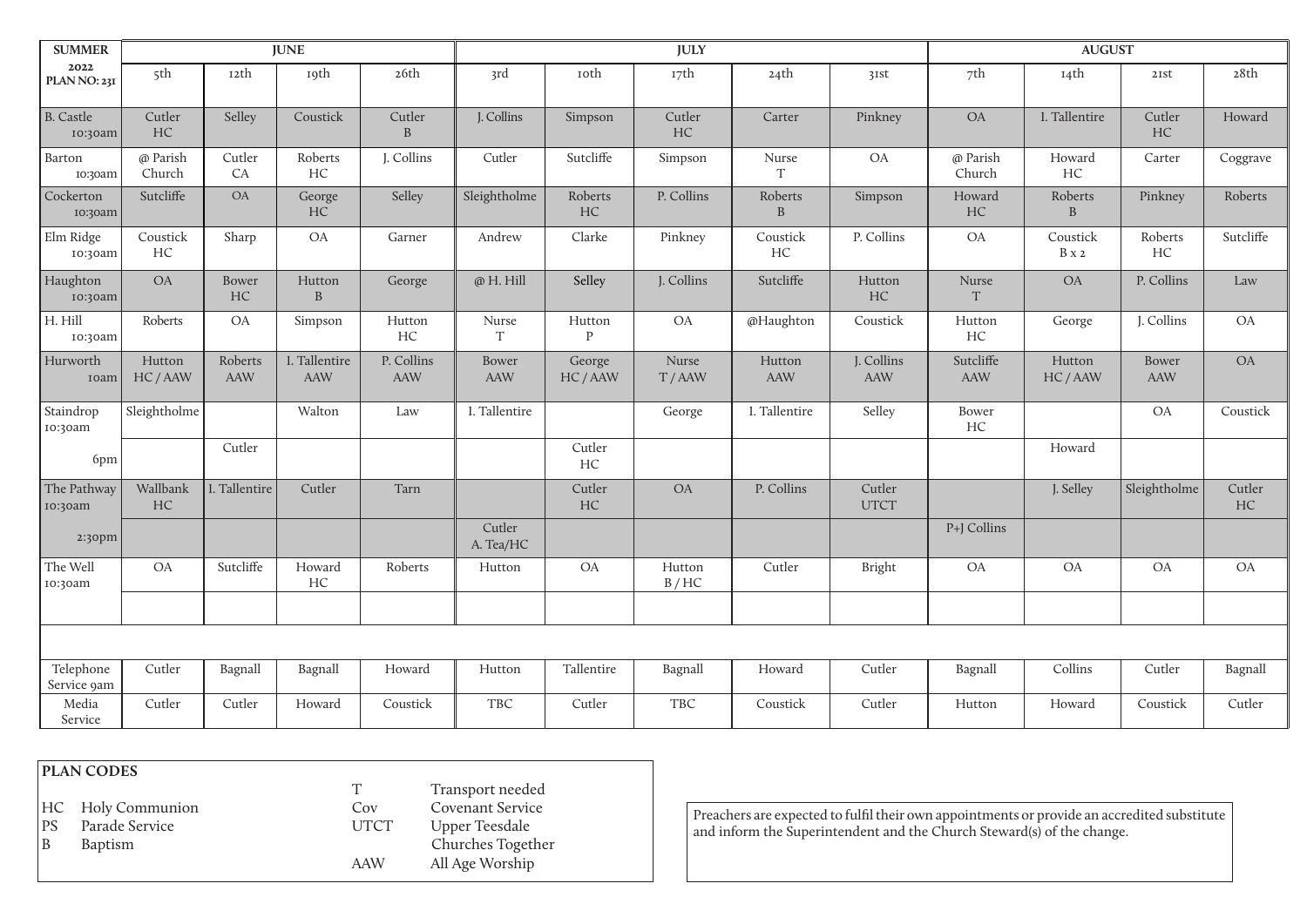| SUMMER 2022 PLAN NO: 231 | JUNE | | | | JULY | | | | | AUGUST | | | |
|---|---|---|---|---|---|---|---|---|---|---|---|---|---|
| | 5th | 12th | 19th | 26th | 3rd | 10th | 17th | 24th | 31st | 7th | 14th | 21st | 28th |
| B. Castle 10:30am | Cutler HC | Selley | Coustick | Cutler B | J. Collins | Simpson | Cutler HC | Carter | Pinkney | OA | I. Tallentire | Cutler HC | Howard |
| Barton 10:30am | @ Parish Church | Cutler CA | Roberts HC | J. Collins | Cutler | Sutcliffe | Simpson | Nurse T | OA | @ Parish Church | Howard HC | Carter | Coggrave |
| Cockerton 10:30am | Sutcliffe | OA | George HC | Selley | Sleightholme | Roberts HC | P. Collins | Roberts B | Simpson | Howard HC | Roberts B | Pinkney | Roberts |
| Elm Ridge 10:30am | Coustick HC | Sharp | OA | Garner | Andrew | Clarke | Pinkney | Coustick HC | P. Collins | OA | Coustick B x 2 | Roberts HC | Sutcliffe |
| Haughton 10:30am | OA | Bower HC | Hutton B | George | @ H. Hill | Selley | J. Collins | Sutcliffe | Hutton HC | Nurse T | OA | P. Collins | Law |
| H. Hill 10:30am | Roberts | OA | Simpson | Hutton HC | Nurse T | Hutton P | OA | @Haughton | Coustick | Hutton HC | George | J. Collins | OA |
| Hurworth 10am | Hutton HC / AAW | Roberts AAW | I. Tallentire AAW | P. Collins AAW | Bower AAW | George HC / AAW | Nurse T / AAW | Hutton AAW | J. Collins AAW | Sutcliffe AAW | Hutton HC / AAW | Bower AAW | OA |
| Staindrop 10:30am | Sleightholme | | Walton | Law | I. Tallentire | | George | I. Tallentire | Selley | Bower HC | | OA | Coustick |
| 6pm | | Cutler | | | | Cutler HC | | | | | Howard | | |
| The Pathway 10:30am | Wallbank HC | I. Tallentire | Cutler | Tarn | | Cutler HC | OA | P. Collins | Cutler UTCT | | J. Selley | Sleightholme | Cutler HC |
| 2:30pm | | | | | Cutler A. Tea/HC | | | | | P+J Collins | | | |
| The Well 10:30am | OA | Sutcliffe | Howard HC | Roberts | Hutton | OA | Hutton B / HC | Cutler | Bright | OA | OA | OA | OA |
| | | | | | | | | | | | | | |
| Telephone Service 9am | Cutler | Bagnall | Bagnall | Howard | Hutton | Tallentire | Bagnall | Howard | Cutler | Bagnall | Collins | Cutler | Bagnall |
| Media Service | Cutler | Cutler | Howard | Coustick | TBC | Cutler | TBC | Coustick | Cutler | Hutton | Howard | Coustick | Cutler |

**PLAN CODES**

| | |
|---|---|
| HC | Holy Communion |
| PS | Parade Service |
| B | Baptism |
| T | Transport needed |
| Cov | Covenant Service |
| UTCT | Upper Teesdale Churches Together |
| AAW | All Age Worship |

Preachers are expected to fulfil their own appointments or provide an accredited substitute and inform the Superintendent and the Church Steward(s) of the change.